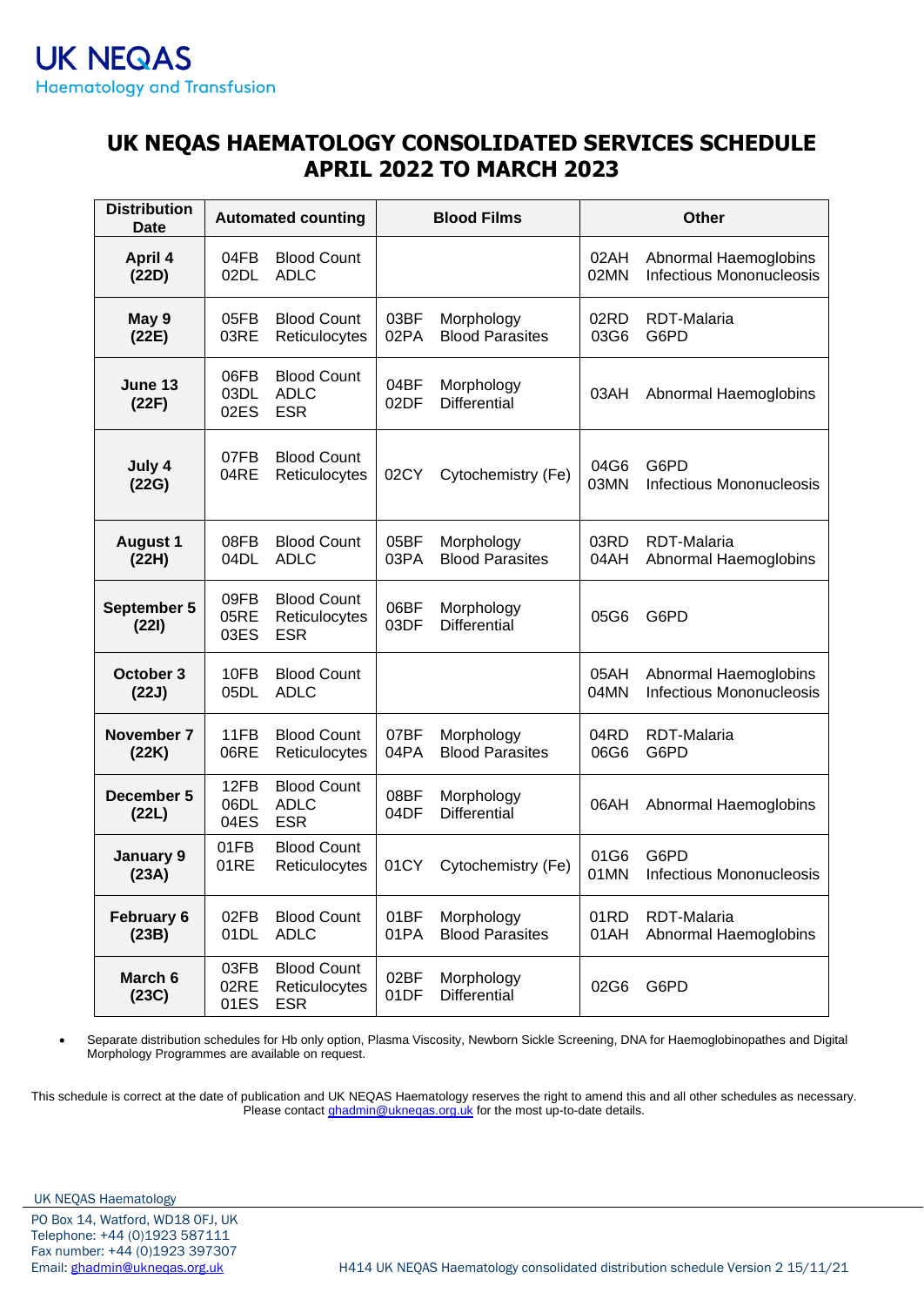UK NEQAS
Haematology and Transfusion

# UK NEQAS HAEMATOLOGY CONSOLIDATED SERVICES SCHEDULE APRIL 2022 TO MARCH 2023

| Distribution Date | Automated counting | | Blood Films | | Other | |
|---|---|---|---|---|---|---|
| **April 4 (22D)** | 04FB<br>02DL | Blood Count<br>ADLC | | | 02AH<br>02MN | Abnormal Haemoglobins<br>Infectious Mononucleosis |
| **May 9 (22E)** | 05FB<br>03RE | Blood Count<br>Reticulocytes | 03BF<br>02PA | Morphology<br>Blood Parasites | 02RD<br>03G6 | RDT-Malaria<br>G6PD |
| **June 13 (22F)** | 06FB<br>03DL<br>02ES | Blood Count<br>ADLC<br>ESR | 04BF<br>02DF | Morphology<br>Differential | 03AH | Abnormal Haemoglobins |
| **July 4 (22G)** | 07FB<br>04RE | Blood Count<br>Reticulocytes | 02CY | Cytochemistry (Fe) | 04G6<br>03MN | G6PD<br>Infectious Mononucleosis |
| **August 1 (22H)** | 08FB<br>04DL | Blood Count<br>ADLC | 05BF<br>03PA | Morphology<br>Blood Parasites | 03RD<br>04AH | RDT-Malaria<br>Abnormal Haemoglobins |
| **September 5 (22I)** | 09FB<br>05RE<br>03ES | Blood Count<br>Reticulocytes<br>ESR | 06BF<br>03DF | Morphology<br>Differential | 05G6 | G6PD |
| **October 3 (22J)** | 10FB<br>05DL | Blood Count<br>ADLC | | | 05AH<br>04MN | Abnormal Haemoglobins<br>Infectious Mononucleosis |
| **November 7 (22K)** | 11FB<br>06RE | Blood Count<br>Reticulocytes | 07BF<br>04PA | Morphology<br>Blood Parasites | 04RD<br>06G6 | RDT-Malaria<br>G6PD |
| **December 5 (22L)** | 12FB<br>06DL<br>04ES | Blood Count<br>ADLC<br>ESR | 08BF<br>04DF | Morphology<br>Differential | 06AH | Abnormal Haemoglobins |
| **January 9 (23A)** | 01FB<br>01RE | Blood Count<br>Reticulocytes | 01CY | Cytochemistry (Fe) | 01G6<br>01MN | G6PD<br>Infectious Mononucleosis |
| **February 6 (23B)** | 02FB<br>01DL | Blood Count<br>ADLC | 01BF<br>01PA | Morphology<br>Blood Parasites | 01RD<br>01AH | RDT-Malaria<br>Abnormal Haemoglobins |
| **March 6 (23C)** | 03FB<br>02RE<br>01ES | Blood Count<br>Reticulocytes<br>ESR | 02BF<br>01DF | Morphology<br>Differential | 02G6 | G6PD |

- Separate distribution schedules for Hb only option, Plasma Viscosity, Newborn Sickle Screening, DNA for Haemoglobinopathes and Digital Morphology Programmes are available on request.

This schedule is correct at the date of publication and UK NEQAS Haematology reserves the right to amend this and all other schedules as necessary. Please contact ghadmin@ukneqas.org.uk for the most up-to-date details.

UK NEQAS Haematology
PO Box 14, Watford, WD18 0FJ, UK
Telephone: +44 (0)1923 587111
Fax number: +44 (0)1923 397307
Email: ghadmin@ukneqas.org.uk

H414 UK NEQAS Haematology consolidated distribution schedule Version 2 15/11/21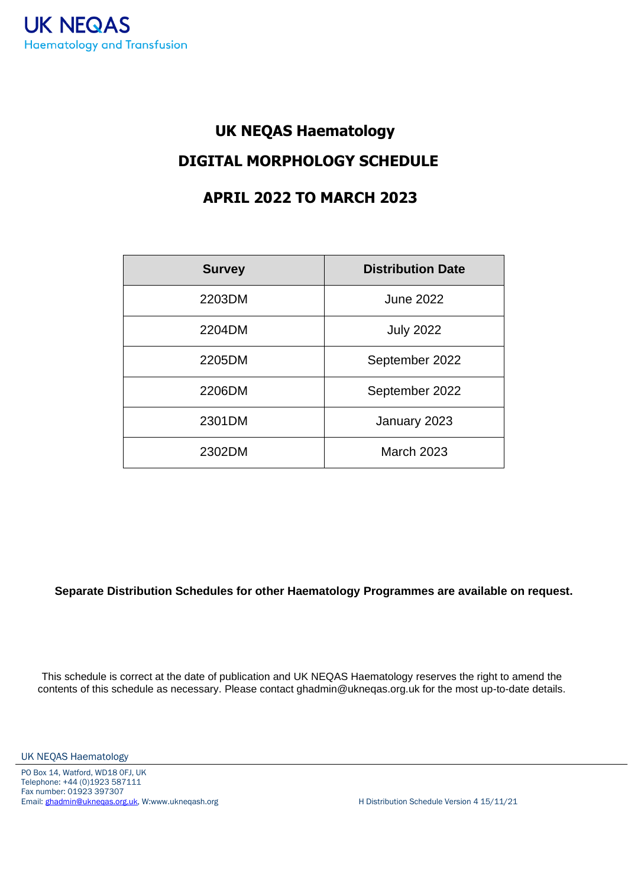UK NEQAS
Haematology and Transfusion

# UK NEQAS Haematology

## DIGITAL MORPHOLOGY SCHEDULE

## APRIL 2022 TO MARCH 2023

| Survey | Distribution Date |
|---|---|
| 2203DM | June 2022 |
| 2204DM | July 2022 |
| 2205DM | September 2022 |
| 2206DM | September 2022 |
| 2301DM | January 2023 |
| 2302DM | March 2023 |

**Separate Distribution Schedules for other Haematology Programmes are available on request.**

This schedule is correct at the date of publication and UK NEQAS Haematology reserves the right to amend the contents of this schedule as necessary. Please contact ghadmin@ukneqas.org.uk for the most up-to-date details.

UK NEQAS Haematology

PO Box 14, Watford, WD18 0FJ, UK
Telephone: +44 (0)1923 587111
Fax number: 01923 397307
Email: ghadmin@ukneqas.org.uk, W:www.ukneqash.org

H Distribution Schedule Version 4 15/11/21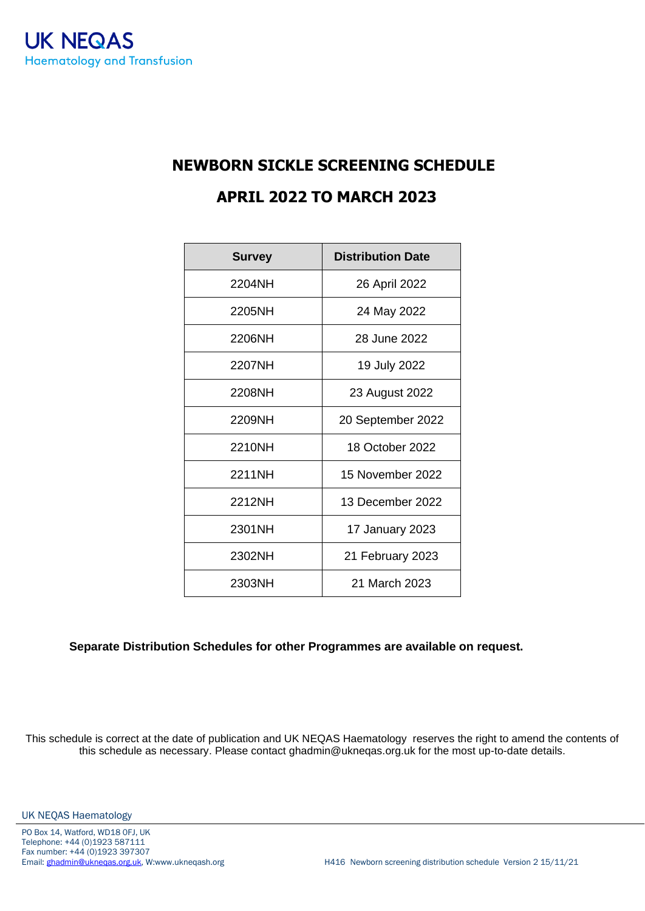UK NEQAS
Haematology and Transfusion

# NEWBORN SICKLE SCREENING SCHEDULE

## APRIL 2022 TO MARCH 2023

| Survey | Distribution Date |
|---|---|
| 2204NH | 26 April 2022 |
| 2205NH | 24 May 2022 |
| 2206NH | 28 June 2022 |
| 2207NH | 19 July 2022 |
| 2208NH | 23 August 2022 |
| 2209NH | 20 September 2022 |
| 2210NH | 18 October 2022 |
| 2211NH | 15 November 2022 |
| 2212NH | 13 December 2022 |
| 2301NH | 17 January 2023 |
| 2302NH | 21 February 2023 |
| 2303NH | 21 March 2023 |

**Separate Distribution Schedules for other Programmes are available on request.**

This schedule is correct at the date of publication and UK NEQAS Haematology reserves the right to amend the contents of this schedule as necessary. Please contact ghadmin@ukneqas.org.uk for the most up-to-date details.

UK NEQAS Haematology

PO Box 14, Watford, WD18 0FJ, UK
Telephone: +44 (0)1923 587111
Fax number: +44 (0)1923 397307
Email: ghadmin@ukneqas.org.uk, W:www.ukneqash.org

H416 Newborn screening distribution schedule Version 2 15/11/21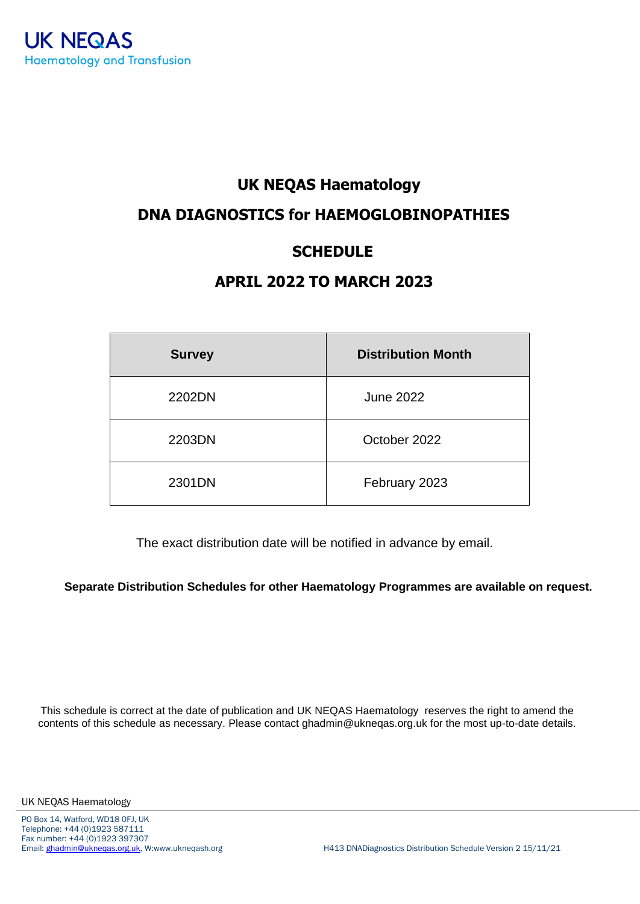UK NEQAS
Haematology and Transfusion

# UK NEQAS Haematology

## DNA DIAGNOSTICS for HAEMOGLOBINOPATHIES

## SCHEDULE

## APRIL 2022 TO MARCH 2023

| Survey | Distribution Month |
| --- | --- |
| 2202DN | June 2022 |
| 2203DN | October 2022 |
| 2301DN | February 2023 |

The exact distribution date will be notified in advance by email.

**Separate Distribution Schedules for other Haematology Programmes are available on request.**

This schedule is correct at the date of publication and UK NEQAS Haematology reserves the right to amend the contents of this schedule as necessary. Please contact ghadmin@ukneqas.org.uk for the most up-to-date details.

UK NEQAS Haematology

PO Box 14, Watford, WD18 0FJ, UK
Telephone: +44 (0)1923 587111
Fax number: +44 (0)1923 397307
Email: ghadmin@ukneqas.org.uk, W:www.ukneqash.org

H413 DNADiagnostics Distribution Schedule Version 2 15/11/21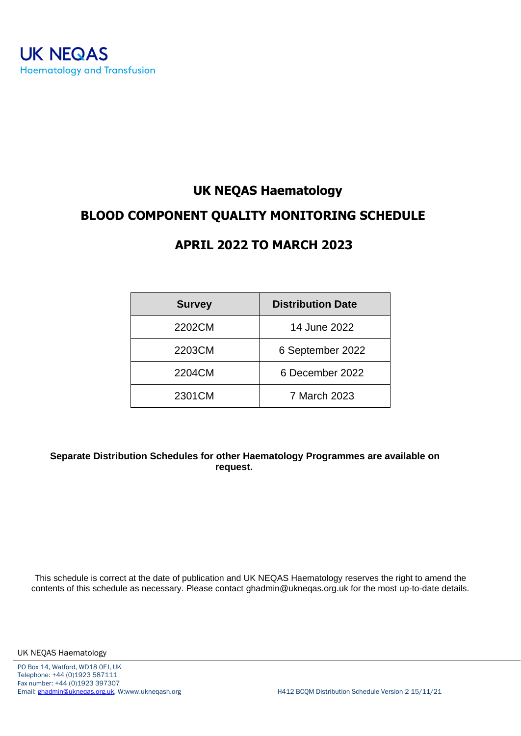UK NEQAS
Haematology and Transfusion

# UK NEQAS Haematology

## BLOOD COMPONENT QUALITY MONITORING SCHEDULE

## APRIL 2022 TO MARCH 2023

| Survey | Distribution Date |
|---|---|
| 2202CM | 14 June 2022 |
| 2203CM | 6 September 2022 |
| 2204CM | 6 December 2022 |
| 2301CM | 7 March 2023 |

**Separate Distribution Schedules for other Haematology Programmes are available on request.**

This schedule is correct at the date of publication and UK NEQAS Haematology reserves the right to amend the contents of this schedule as necessary. Please contact ghadmin@ukneqas.org.uk for the most up-to-date details.

UK NEQAS Haematology

PO Box 14, Watford, WD18 0FJ, UK
Telephone: +44 (0)1923 587111
Fax number: +44 (0)1923 397307
Email: ghadmin@ukneqas.org.uk, W:www.ukneqash.org

H412 BCQM Distribution Schedule Version 2 15/11/21